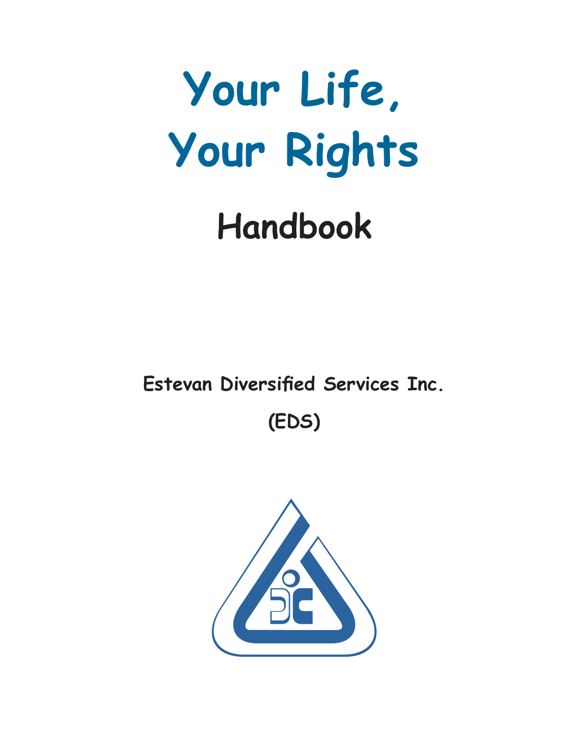# Your Life, Your Rights

## Handbook

**Estevan Diversified Services Inc.**

**(EDS)**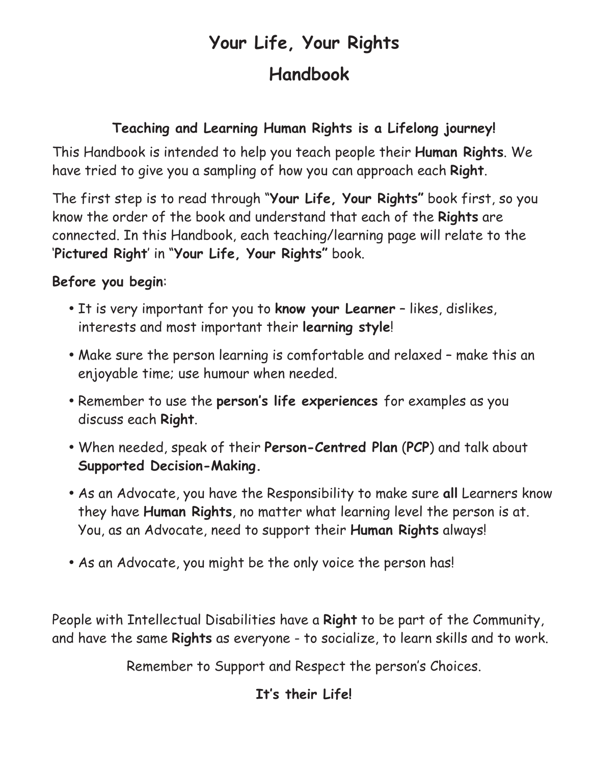# Your Life, Your Rights

# Handbook

### Teaching and Learning Human Rights is a Lifelong journey!

This Handbook is intended to help you teach people their **Human Rights**. We have tried to give you a sampling of how you can approach each **Right**.

The first step is to read through "**Your Life, Your Rights"** book first, so you know the order of the book and understand that each of the **Rights** are connected. In this Handbook, each teaching/learning page will relate to the '**Pictured Right**' in "**Your Life, Your Rights"** book.

**Before you begin**:

- It is very important for you to **know your Learner** – likes, dislikes, interests and most important their **learning style**!
- Make sure the person learning is comfortable and relaxed – make this an enjoyable time; use humour when needed.
- Remember to use the **person's life experiences** for examples as you discuss each **Right**.
- When needed, speak of their **Person-Centred Plan** (**PCP**) and talk about **Supported Decision-Making.**
- As an Advocate, you have the Responsibility to make sure **all** Learners know they have **Human Rights**, no matter what learning level the person is at. You, as an Advocate, need to support their **Human Rights** always!
- As an Advocate, you might be the only voice the person has!

People with Intellectual Disabilities have a **Right** to be part of the Community, and have the same **Rights** as everyone - to socialize, to learn skills and to work.

Remember to Support and Respect the person's Choices.

**It's their Life!**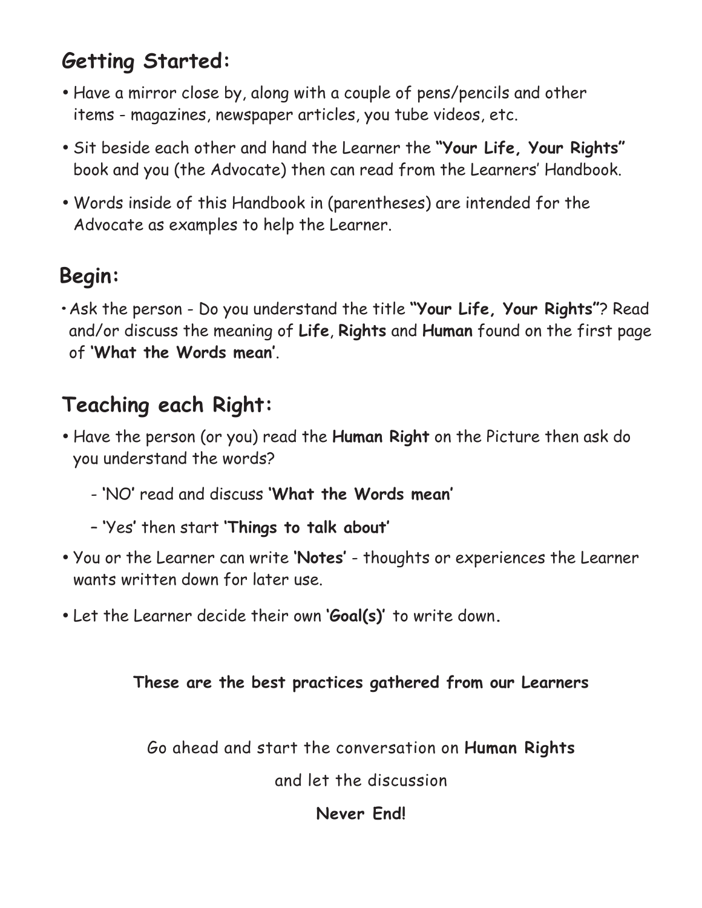## Getting Started:

- Have a mirror close by, along with a couple of pens/pencils and other items - magazines, newspaper articles, you tube videos, etc.
- Sit beside each other and hand the Learner the **"Your Life, Your Rights"** book and you (the Advocate) then can read from the Learners' Handbook.
- Words inside of this Handbook in (parentheses) are intended for the Advocate as examples to help the Learner.

## Begin:

- Ask the person - Do you understand the title **"Your Life, Your Rights"**? Read and/or discuss the meaning of **Life**, **Rights** and **Human** found on the first page of **'What the Words mean'**.

## Teaching each Right:

- Have the person (or you) read the **Human Right** on the Picture then ask do you understand the words?
  - 'NO' read and discuss **'What the Words mean'**
  - 'Yes' then start **'Things to talk about'**
- You or the Learner can write **'Notes'** - thoughts or experiences the Learner wants written down for later use.
- Let the Learner decide their own **'Goal(s)'** to write down.

**These are the best practices gathered from our Learners**

Go ahead and start the conversation on **Human Rights**

and let the discussion

**Never End!**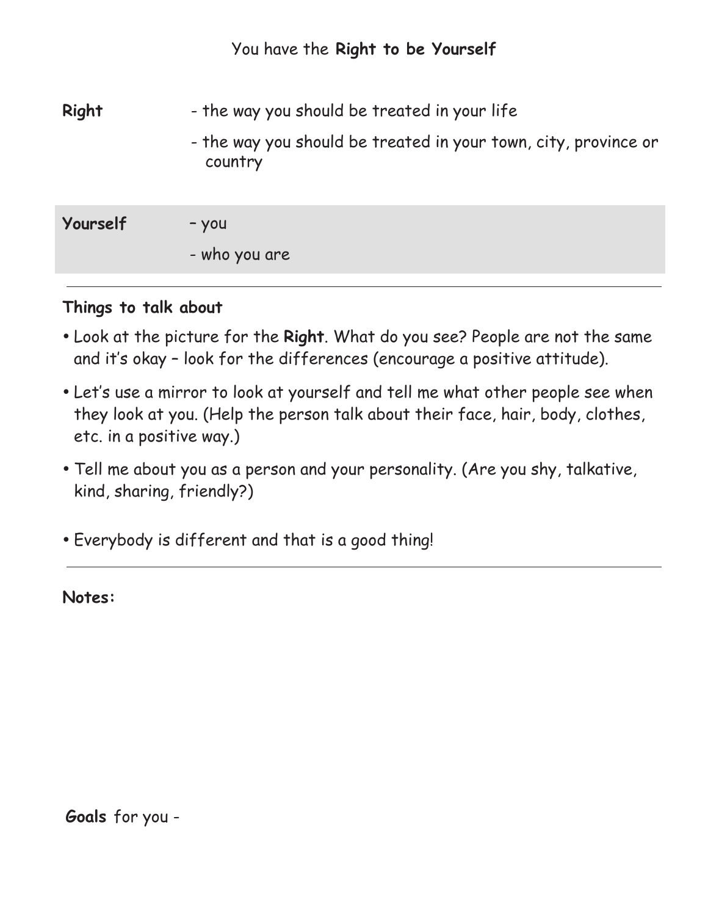You have the **Right to be Yourself**

**Right** - the way you should be treated in your life

- the way you should be treated in your town, city, province or country

**Yourself** – you

- who you are

---

**Things to talk about**

- Look at the picture for the **Right**. What do you see? People are not the same and it's okay – look for the differences (encourage a positive attitude).
- Let's use a mirror to look at yourself and tell me what other people see when they look at you. (Help the person talk about their face, hair, body, clothes, etc. in a positive way.)
- Tell me about you as a person and your personality. (Are you shy, talkative, kind, sharing, friendly?)
- Everybody is different and that is a good thing!

---

**Notes:**

**Goals** for you -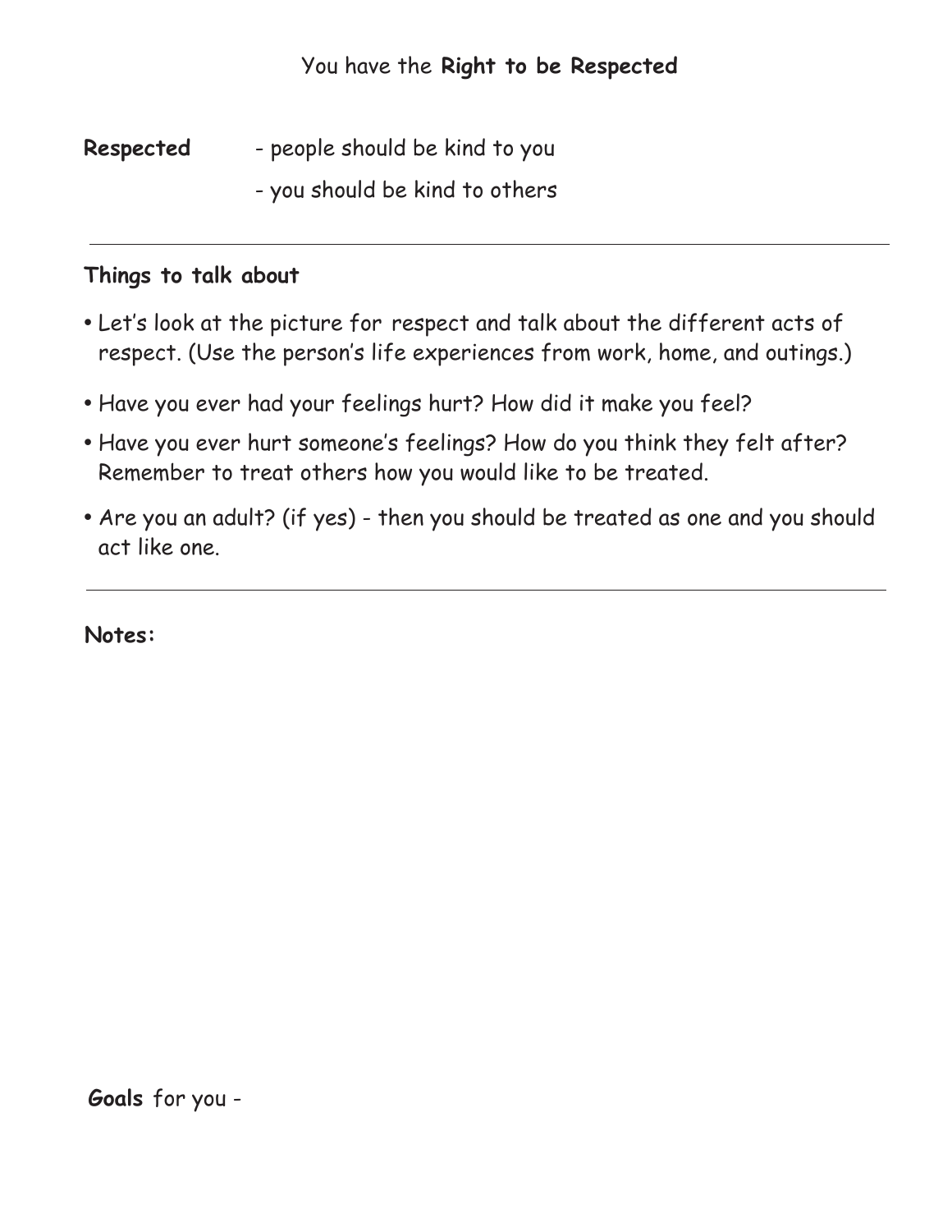You have the **Right to be Respected**

**Respected** - people should be kind to you
- you should be kind to others

---

**Things to talk about**

- Let's look at the picture for respect and talk about the different acts of respect. (Use the person's life experiences from work, home, and outings.)
- Have you ever had your feelings hurt? How did it make you feel?
- Have you ever hurt someone's feelings? How do you think they felt after? Remember to treat others how you would like to be treated.
- Are you an adult? (if yes) - then you should be treated as one and you should act like one.

---

**Notes:**

**Goals** for you -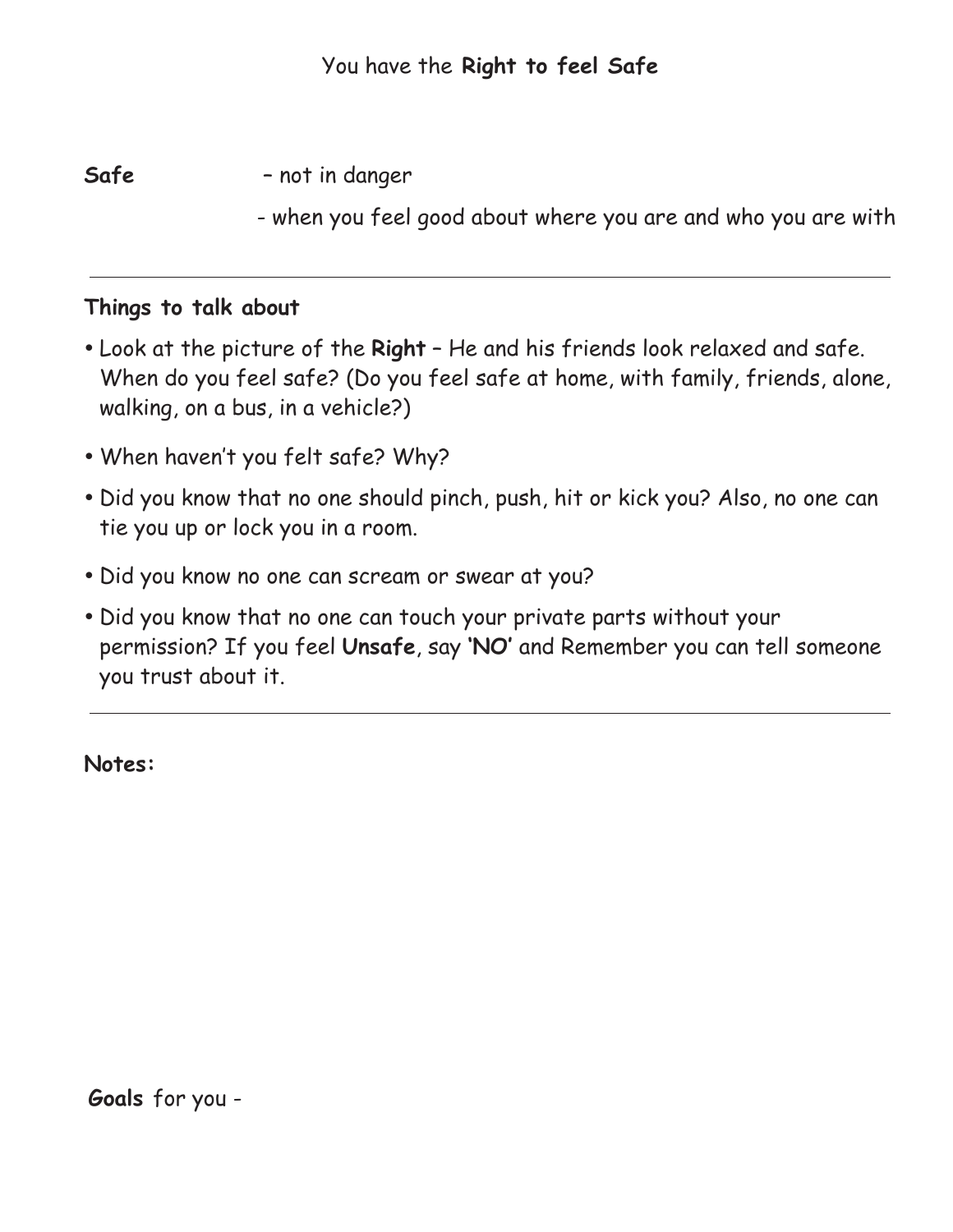# You have the **Right to feel Safe**

**Safe** – not in danger

- when you feel good about where you are and who you are with

---

**Things to talk about**

- Look at the picture of the **Right** – He and his friends look relaxed and safe. When do you feel safe? (Do you feel safe at home, with family, friends, alone, walking, on a bus, in a vehicle?)
- When haven't you felt safe? Why?
- Did you know that no one should pinch, push, hit or kick you? Also, no one can tie you up or lock you in a room.
- Did you know no one can scream or swear at you?
- Did you know that no one can touch your private parts without your permission? If you feel **Unsafe**, say **'NO'** and Remember you can tell someone you trust about it.

---

**Notes:**

**Goals** for you -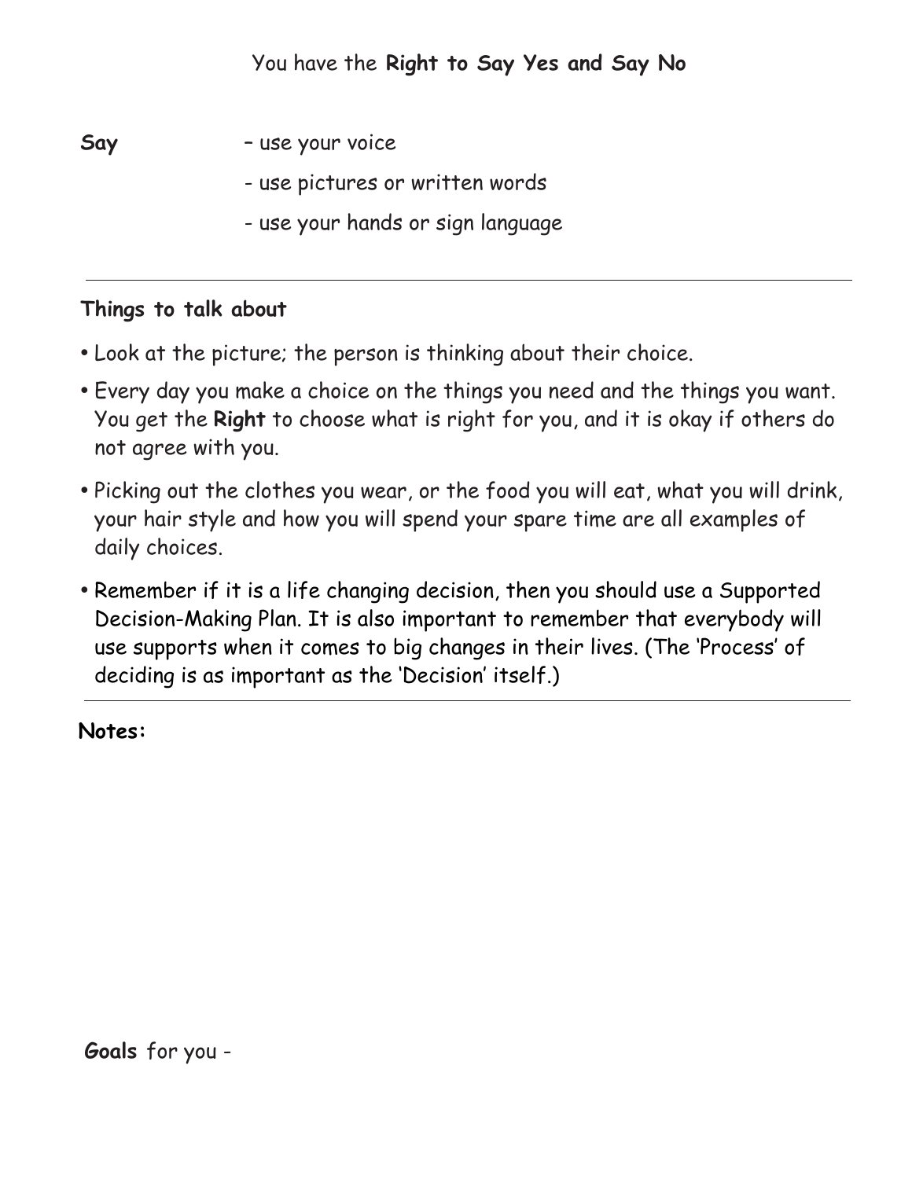You have the **Right to Say Yes and Say No**

**Say** – use your voice

- use pictures or written words
- use your hands or sign language

---

**Things to talk about**

- Look at the picture; the person is thinking about their choice.
- Every day you make a choice on the things you need and the things you want. You get the **Right** to choose what is right for you, and it is okay if others do not agree with you.
- Picking out the clothes you wear, or the food you will eat, what you will drink, your hair style and how you will spend your spare time are all examples of daily choices.
- Remember if it is a life changing decision, then you should use a Supported Decision-Making Plan. It is also important to remember that everybody will use supports when it comes to big changes in their lives. (The 'Process' of deciding is as important as the 'Decision' itself.)

---

**Notes:**

**Goals** for you -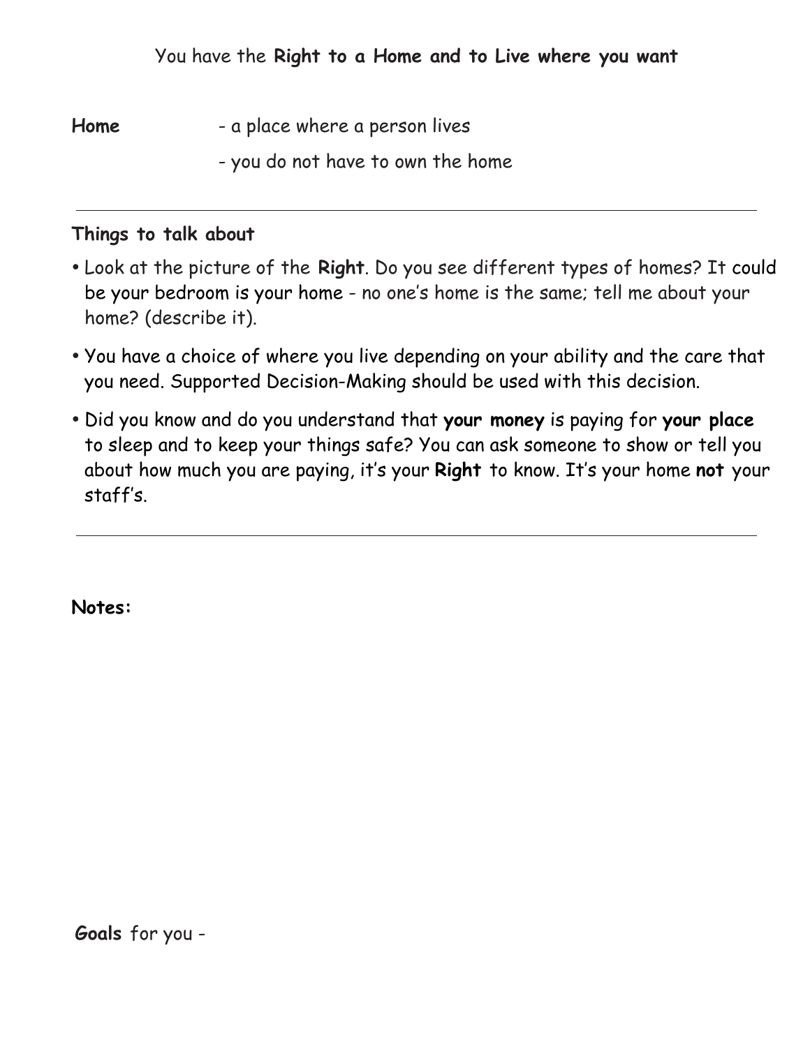You have the **Right to a Home and to Live where you want**

**Home** - a place where a person lives

- you do not have to own the home

---

**Things to talk about**

- Look at the picture of the **Right**. Do you see different types of homes? It could be your bedroom is your home - no one's home is the same; tell me about your home? (describe it).
- You have a choice of where you live depending on your ability and the care that you need. Supported Decision-Making should be used with this decision.
- Did you know and do you understand that **your money** is paying for **your place** to sleep and to keep your things safe? You can ask someone to show or tell you about how much you are paying, it's your **Right** to know. It's your home **not** your staff's.

---

**Notes:**

**Goals** for you -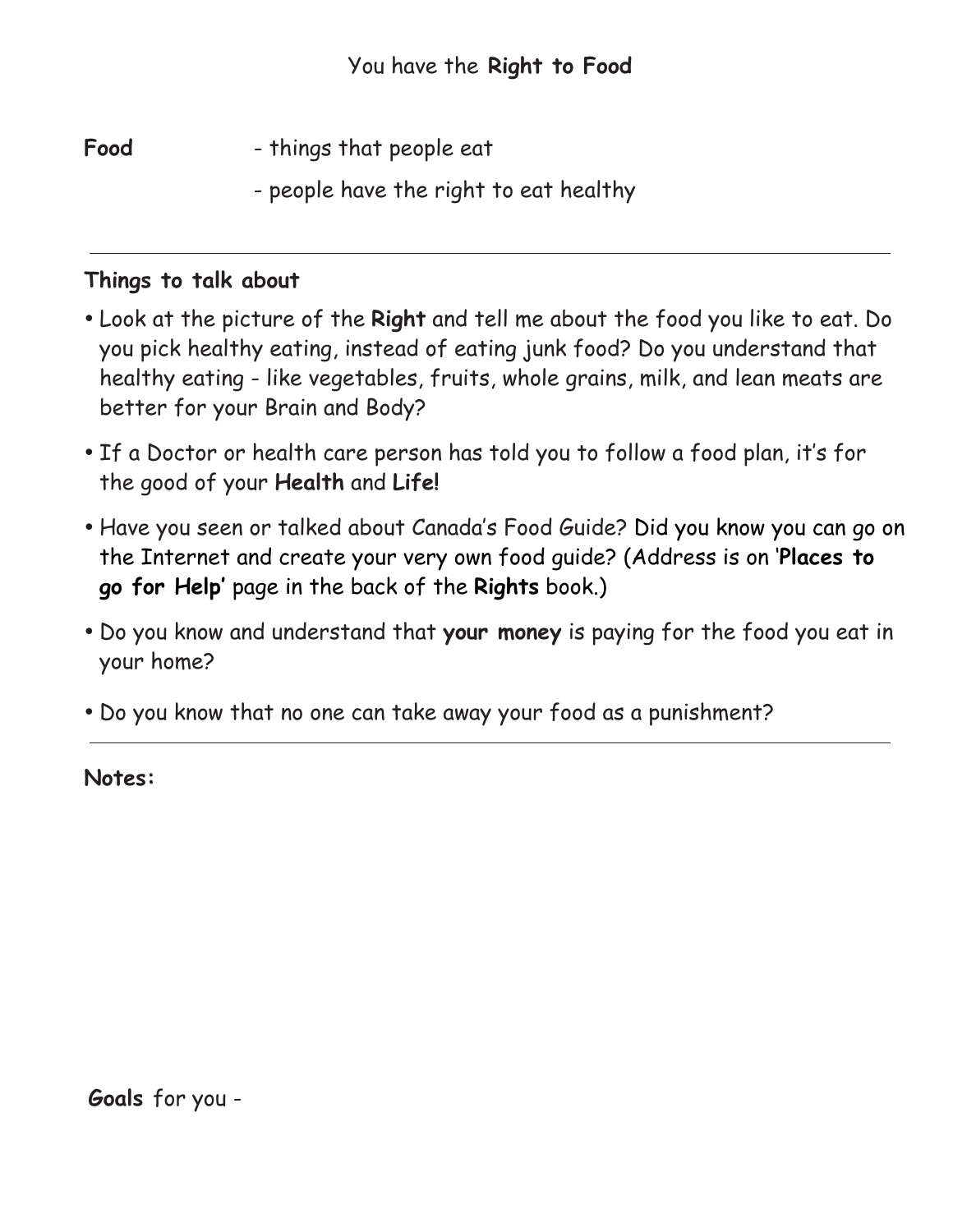# You have the **Right to Food**

**Food** - things that people eat

- people have the right to eat healthy

---

**Things to talk about**

- Look at the picture of the **Right** and tell me about the food you like to eat. Do you pick healthy eating, instead of eating junk food? Do you understand that healthy eating - like vegetables, fruits, whole grains, milk, and lean meats are better for your Brain and Body?
- If a Doctor or health care person has told you to follow a food plan, it's for the good of your **Health** and **Life!**
- Have you seen or talked about Canada's Food Guide? Did you know you can go on the Internet and create your very own food guide? (Address is on '**Places to go for Help'** page in the back of the **Rights** book.)
- Do you know and understand that **your money** is paying for the food you eat in your home?
- Do you know that no one can take away your food as a punishment?

---

**Notes:**

**Goals** for you -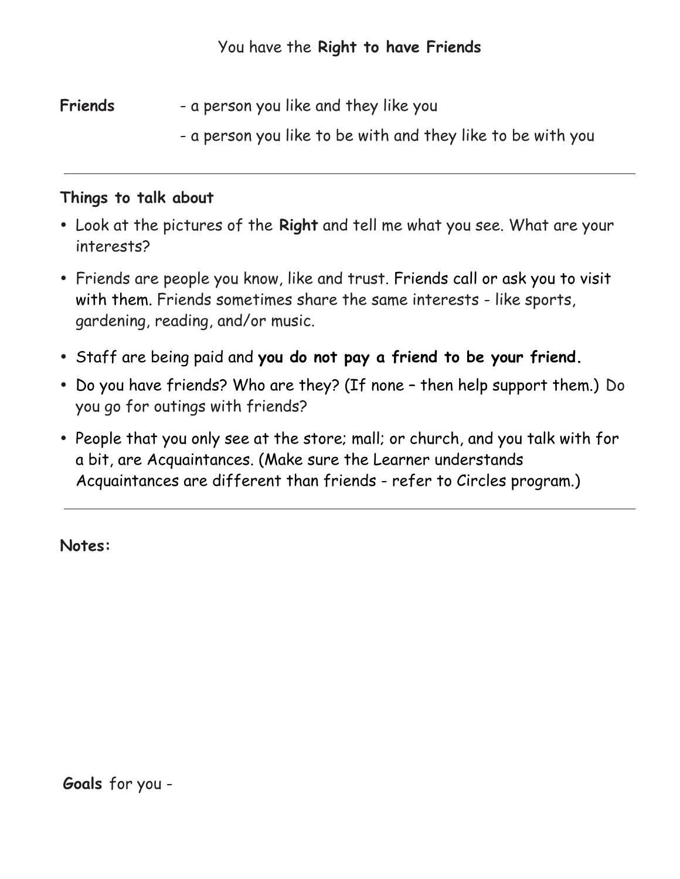# You have the **Right to have Friends**

**Friends** - a person you like and they like you

- a person you like to be with and they like to be with you

---

**Things to talk about**

- Look at the pictures of the **Right** and tell me what you see. What are your interests?
- Friends are people you know, like and trust. Friends call or ask you to visit with them. Friends sometimes share the same interests - like sports, gardening, reading, and/or music.
- Staff are being paid and **you do not pay a friend to be your friend.**
- Do you have friends? Who are they? (If none – then help support them.) Do you go for outings with friends?
- People that you only see at the store; mall; or church, and you talk with for a bit, are Acquaintances. (Make sure the Learner understands Acquaintances are different than friends - refer to Circles program.)

---

**Notes:**

**Goals** for you -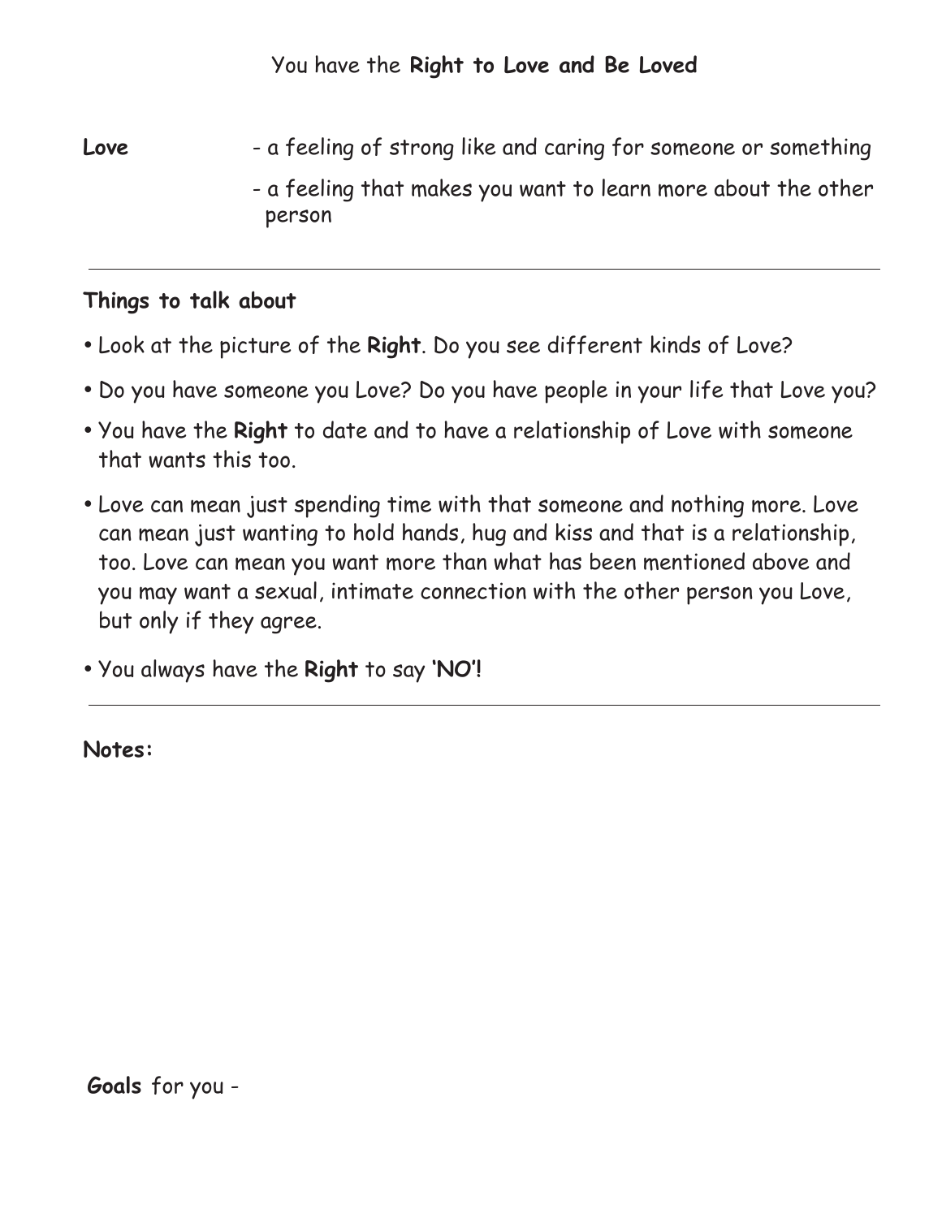You have the **Right to Love and Be Loved**

**Love** - a feeling of strong like and caring for someone or something

- a feeling that makes you want to learn more about the other person

---

**Things to talk about**

- Look at the picture of the **Right**. Do you see different kinds of Love?
- Do you have someone you Love? Do you have people in your life that Love you?
- You have the **Right** to date and to have a relationship of Love with someone that wants this too.
- Love can mean just spending time with that someone and nothing more. Love can mean just wanting to hold hands, hug and kiss and that is a relationship, too. Love can mean you want more than what has been mentioned above and you may want a sexual, intimate connection with the other person you Love, but only if they agree.
- You always have the **Right** to say **'NO'!**

---

**Notes:**

**Goals** for you -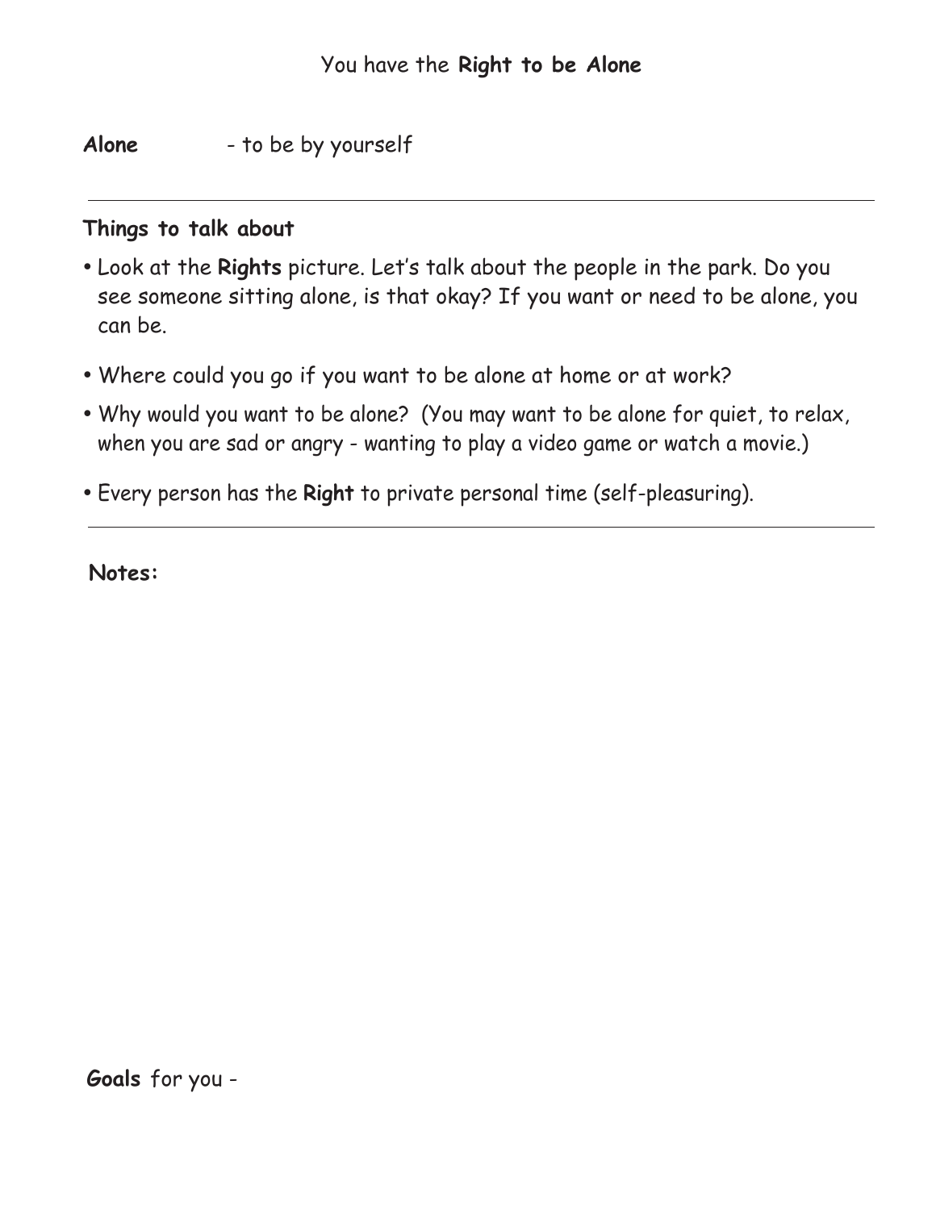# You have the **Right to be Alone**

**Alone** - to be by yourself

---

**Things to talk about**

- Look at the **Rights** picture. Let's talk about the people in the park. Do you see someone sitting alone, is that okay? If you want or need to be alone, you can be.
- Where could you go if you want to be alone at home or at work?
- Why would you want to be alone? (You may want to be alone for quiet, to relax, when you are sad or angry - wanting to play a video game or watch a movie.)
- Every person has the **Right** to private personal time (self-pleasuring).

---

**Notes:**

**Goals** for you -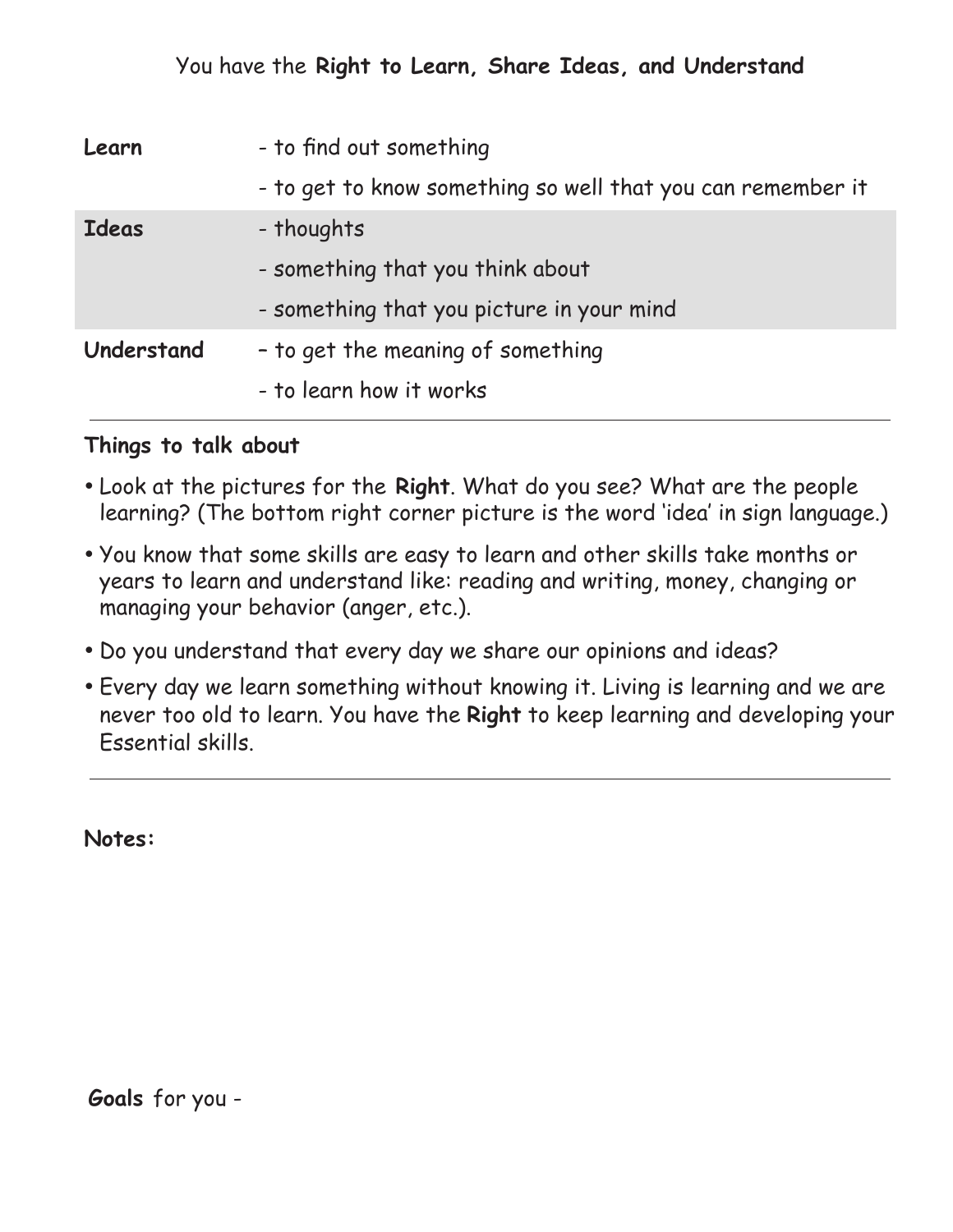You have the **Right to Learn, Share Ideas, and Understand**

| | |
|---|---|
| **Learn** | - to find out something<br>- to get to know something so well that you can remember it |
| **Ideas** | - thoughts<br>- something that you think about<br>- something that you picture in your mind |
| **Understand** | – to get the meaning of something<br>- to learn how it works |

**Things to talk about**

- Look at the pictures for the **Right**. What do you see? What are the people learning? (The bottom right corner picture is the word 'idea' in sign language.)
- You know that some skills are easy to learn and other skills take months or years to learn and understand like: reading and writing, money, changing or managing your behavior (anger, etc.).
- Do you understand that every day we share our opinions and ideas?
- Every day we learn something without knowing it. Living is learning and we are never too old to learn. You have the **Right** to keep learning and developing your Essential skills.

**Notes:**

**Goals** for you -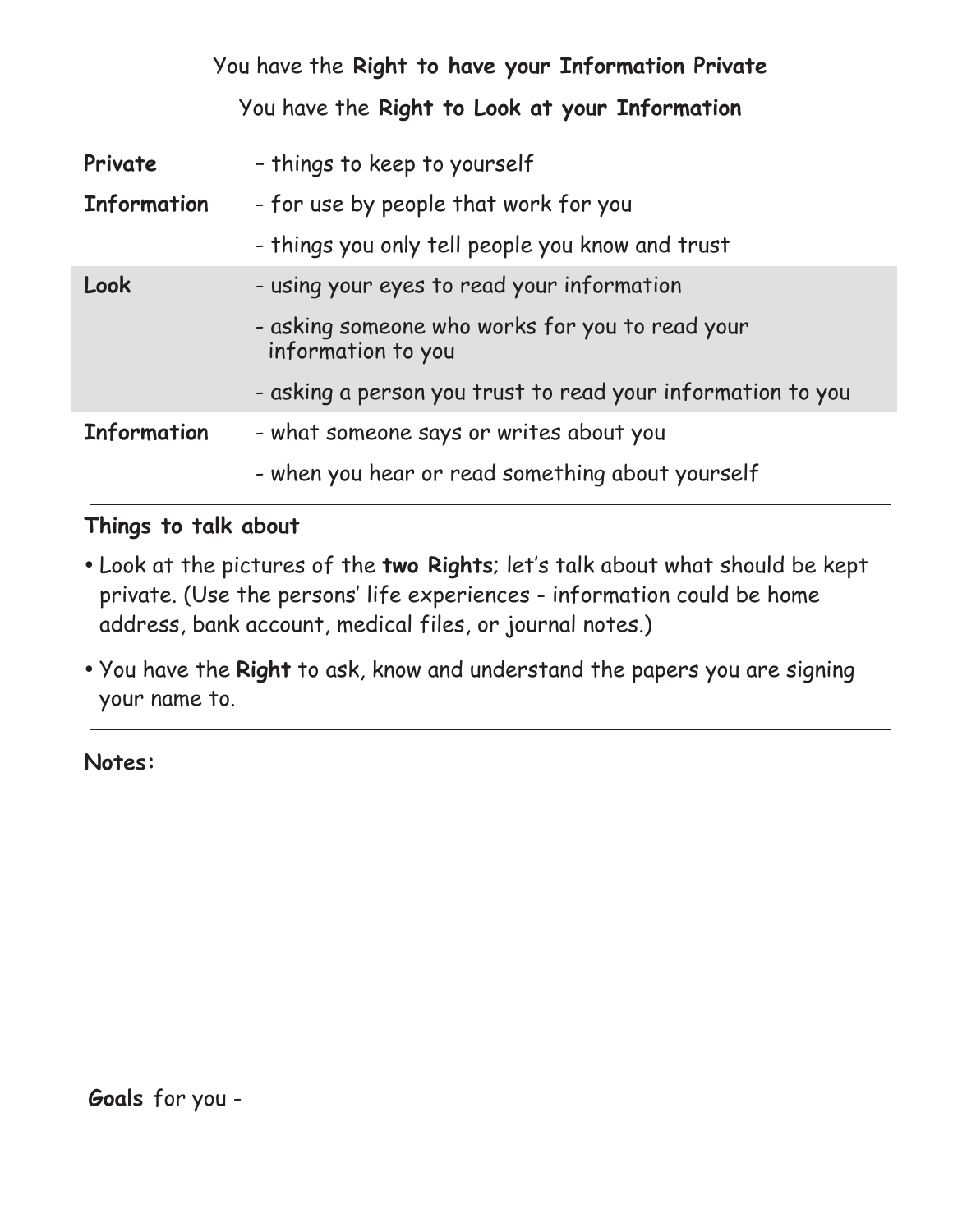You have the **Right to have your Information Private**

You have the **Right to Look at your Information**

| | |
|---|---|
| **Private** | – things to keep to yourself |
| **Information** | - for use by people that work for you |
| | - things you only tell people you know and trust |
| **Look** | - using your eyes to read your information |
| | - asking someone who works for you to read your information to you |
| | - asking a person you trust to read your information to you |
| **Information** | - what someone says or writes about you |
| | - when you hear or read something about yourself |

**Things to talk about**

- Look at the pictures of the **two Rights**; let's talk about what should be kept private. (Use the persons' life experiences - information could be home address, bank account, medical files, or journal notes.)
- You have the **Right** to ask, know and understand the papers you are signing your name to.

**Notes:**

**Goals** for you -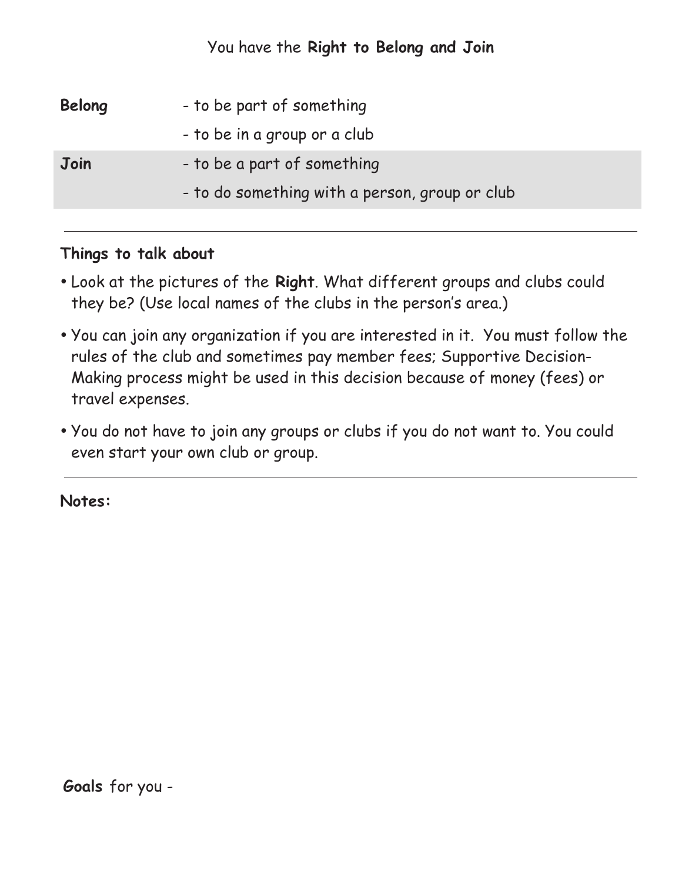You have the **Right to Belong and Join**

| | |
|---|---|
| **Belong** | - to be part of something |
| | - to be in a group or a club |
| **Join** | - to be a part of something |
| | - to do something with a person, group or club |

---

**Things to talk about**

- Look at the pictures of the **Right**. What different groups and clubs could they be? (Use local names of the clubs in the person's area.)
- You can join any organization if you are interested in it. You must follow the rules of the club and sometimes pay member fees; Supportive Decision-Making process might be used in this decision because of money (fees) or travel expenses.
- You do not have to join any groups or clubs if you do not want to. You could even start your own club or group.

---

**Notes:**

**Goals** for you -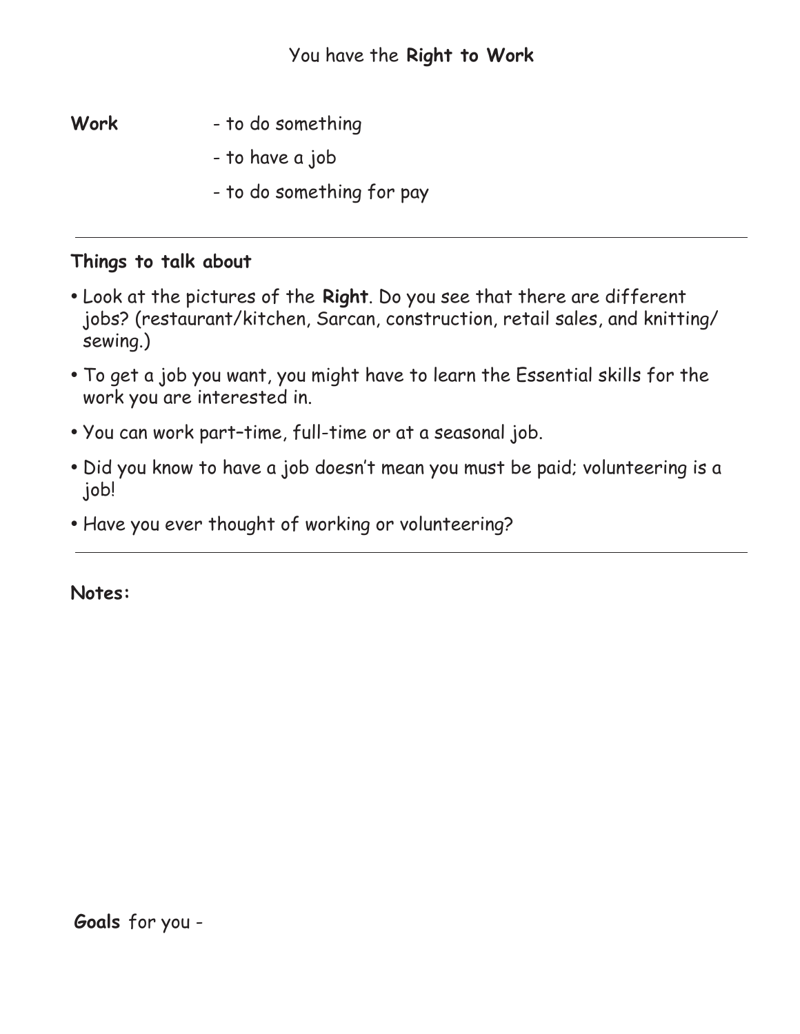# You have the **Right to Work**

**Work** - to do something

- to have a job

- to do something for pay

---

**Things to talk about**

- Look at the pictures of the **Right**. Do you see that there are different jobs? (restaurant/kitchen, Sarcan, construction, retail sales, and knitting/sewing.)
- To get a job you want, you might have to learn the Essential skills for the work you are interested in.
- You can work part–time, full-time or at a seasonal job.
- Did you know to have a job doesn't mean you must be paid; volunteering is a job!
- Have you ever thought of working or volunteering?

---

**Notes:**

**Goals** for you -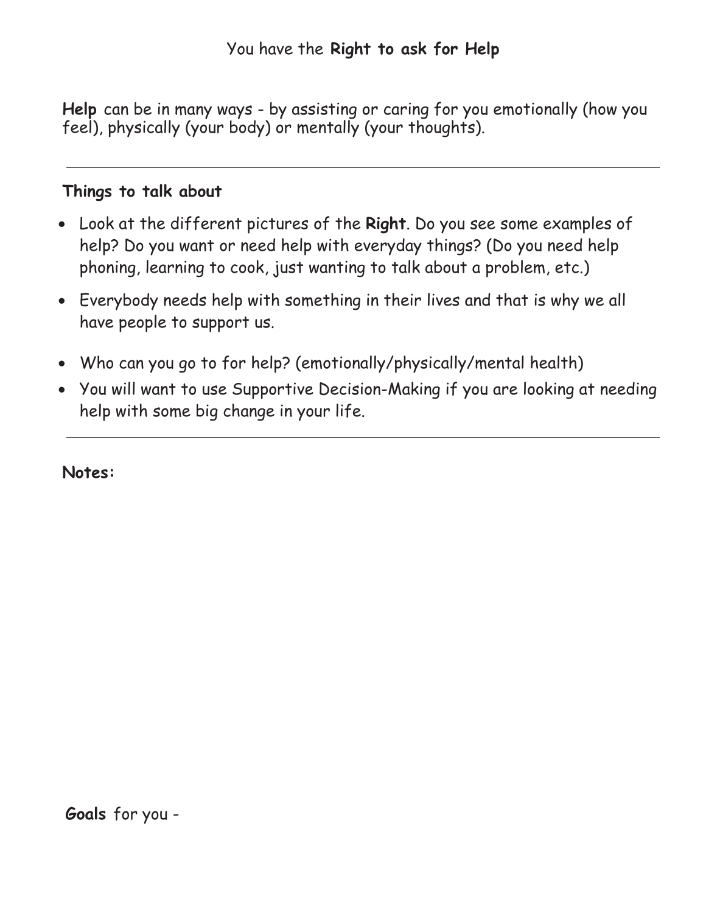# You have the **Right to ask for Help**

**Help** can be in many ways - by assisting or caring for you emotionally (how you feel), physically (your body) or mentally (your thoughts).

---

**Things to talk about**

- Look at the different pictures of the **Right**. Do you see some examples of help? Do you want or need help with everyday things? (Do you need help phoning, learning to cook, just wanting to talk about a problem, etc.)
- Everybody needs help with something in their lives and that is why we all have people to support us.
- Who can you go to for help? (emotionally/physically/mental health)
- You will want to use Supportive Decision-Making if you are looking at needing help with some big change in your life.

---

**Notes:**

**Goals** for you -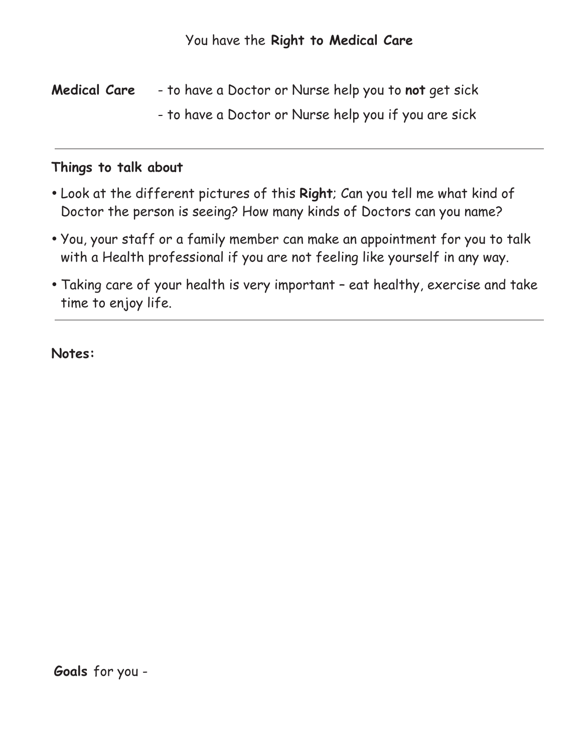You have the **Right to Medical Care**

**Medical Care** - to have a Doctor or Nurse help you to **not** get sick

- to have a Doctor or Nurse help you if you are sick

---

**Things to talk about**

- Look at the different pictures of this **Right**; Can you tell me what kind of Doctor the person is seeing? How many kinds of Doctors can you name?
- You, your staff or a family member can make an appointment for you to talk with a Health professional if you are not feeling like yourself in any way.
- Taking care of your health is very important – eat healthy, exercise and take time to enjoy life.

---

**Notes:**

**Goals** for you -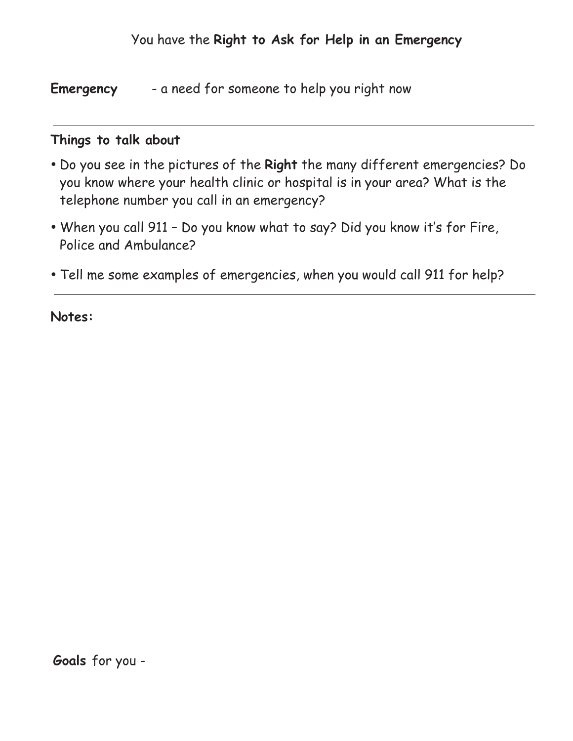You have the **Right to Ask for Help in an Emergency**

**Emergency** - a need for someone to help you right now

---

**Things to talk about**

- Do you see in the pictures of the **Right** the many different emergencies? Do you know where your health clinic or hospital is in your area? What is the telephone number you call in an emergency?
- When you call 911 – Do you know what to say? Did you know it's for Fire, Police and Ambulance?
- Tell me some examples of emergencies, when you would call 911 for help?

---

**Notes:**

**Goals** for you -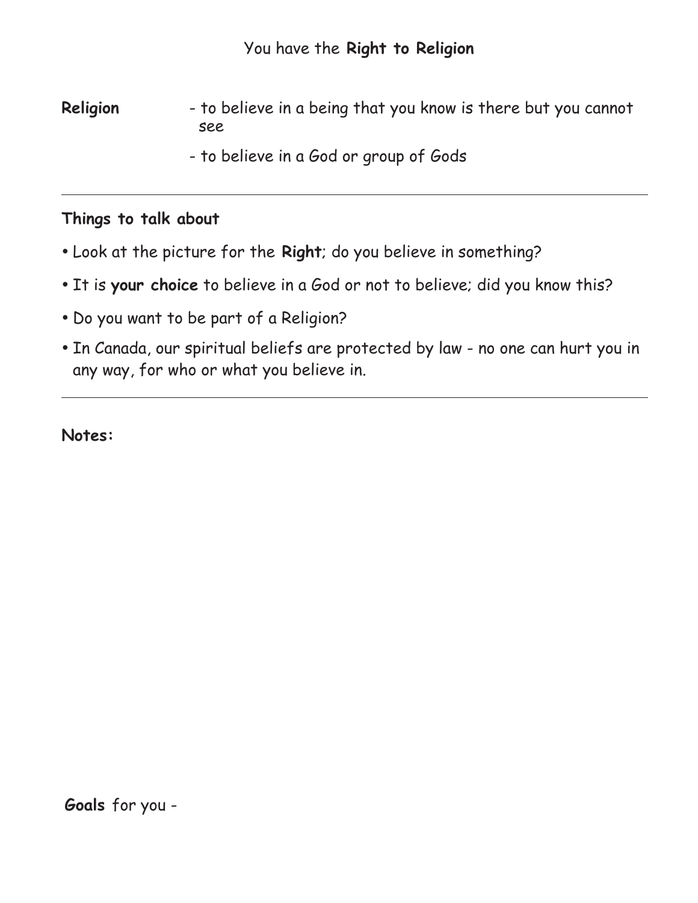# You have the **Right to Religion**

**Religion**
- to believe in a being that you know is there but you cannot see
- to believe in a God or group of Gods

---

**Things to talk about**

- Look at the picture for the **Right**; do you believe in something?
- It is **your choice** to believe in a God or not to believe; did you know this?
- Do you want to be part of a Religion?
- In Canada, our spiritual beliefs are protected by law - no one can hurt you in any way, for who or what you believe in.

---

**Notes:**

**Goals** for you -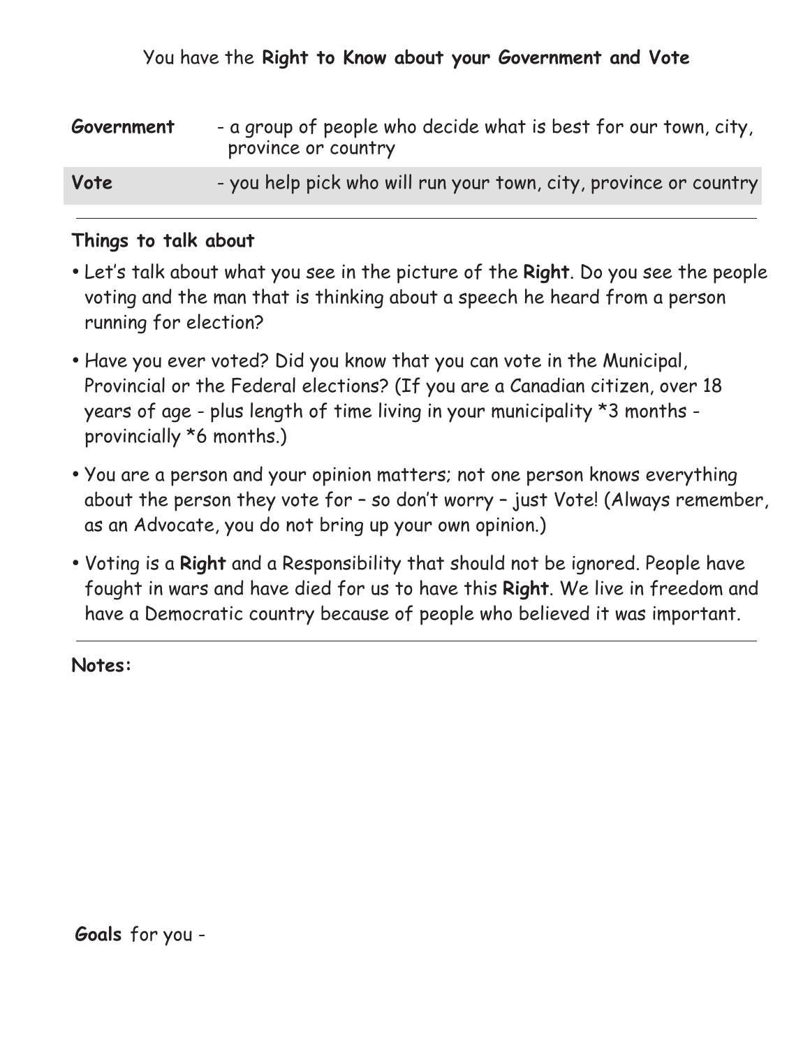You have the **Right to Know about your Government and Vote**

| | |
|---|---|
| **Government** | - a group of people who decide what is best for our town, city, province or country |
| **Vote** | - you help pick who will run your town, city, province or country |

**Things to talk about**

- Let's talk about what you see in the picture of the **Right**. Do you see the people voting and the man that is thinking about a speech he heard from a person running for election?
- Have you ever voted? Did you know that you can vote in the Municipal, Provincial or the Federal elections? (If you are a Canadian citizen, over 18 years of age - plus length of time living in your municipality *3 months - provincially *6 months.)
- You are a person and your opinion matters; not one person knows everything about the person they vote for – so don't worry – just Vote! (Always remember, as an Advocate, you do not bring up your own opinion.)
- Voting is a **Right** and a Responsibility that should not be ignored. People have fought in wars and have died for us to have this **Right**. We live in freedom and have a Democratic country because of people who believed it was important.

**Notes:**

**Goals** for you -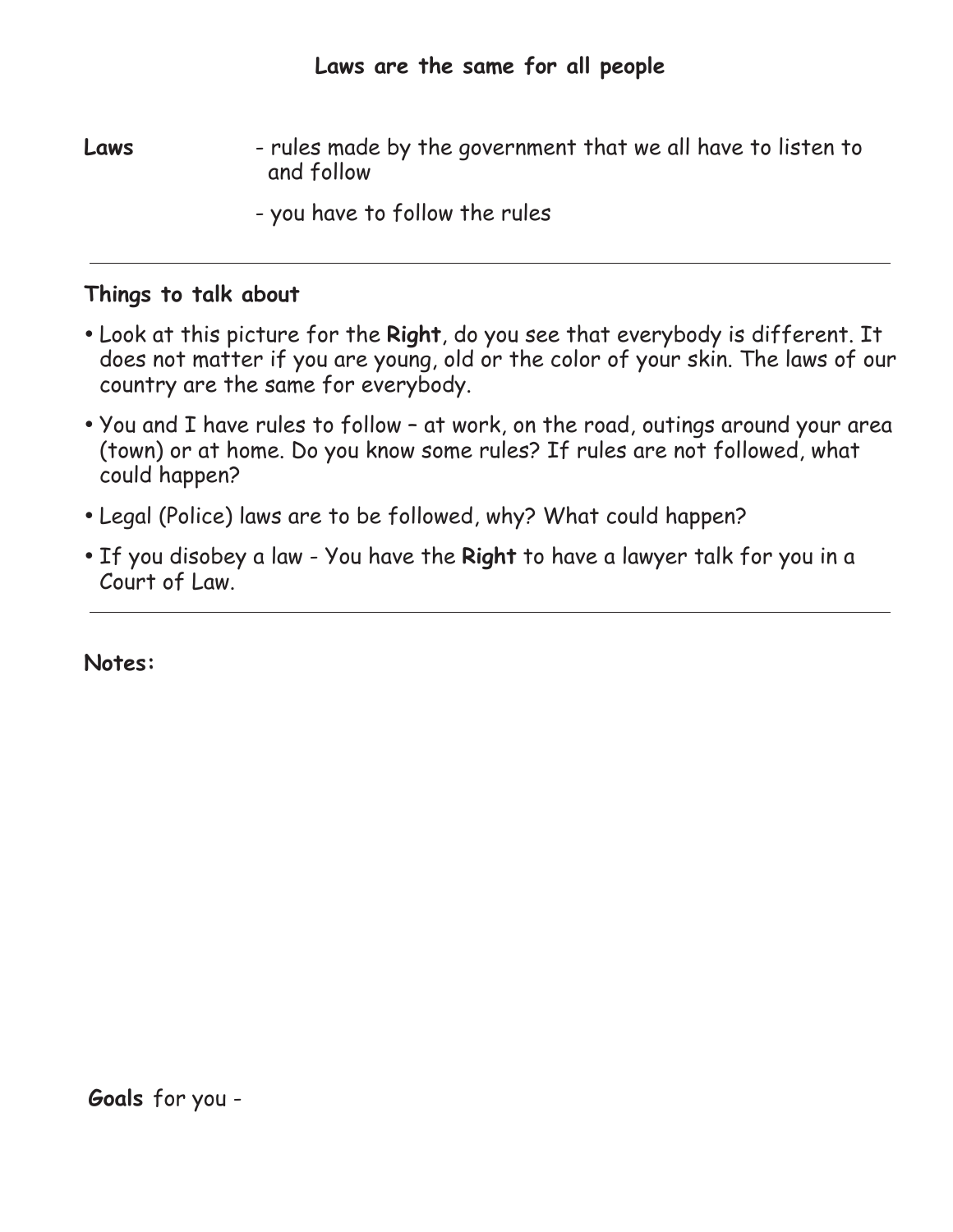## Laws are the same for all people

**Laws** - rules made by the government that we all have to listen to and follow

- you have to follow the rules

---

### Things to talk about

- Look at this picture for the **Right**, do you see that everybody is different. It does not matter if you are young, old or the color of your skin. The laws of our country are the same for everybody.
- You and I have rules to follow – at work, on the road, outings around your area (town) or at home. Do you know some rules? If rules are not followed, what could happen?
- Legal (Police) laws are to be followed, why? What could happen?
- If you disobey a law - You have the **Right** to have a lawyer talk for you in a Court of Law.

---

**Notes:**

**Goals** for you -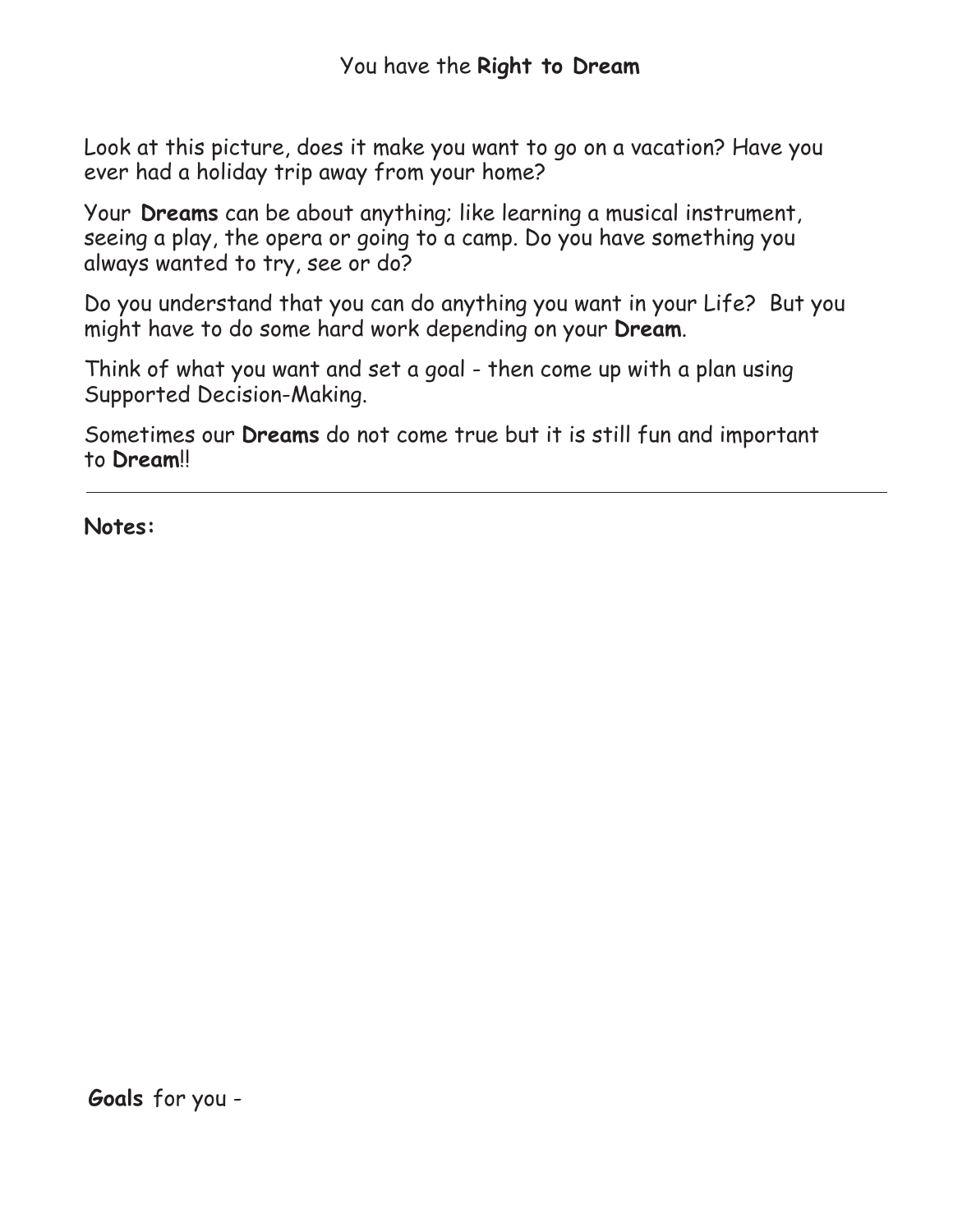# You have the **Right to Dream**

Look at this picture, does it make you want to go on a vacation? Have you ever had a holiday trip away from your home?

Your **Dreams** can be about anything; like learning a musical instrument, seeing a play, the opera or going to a camp. Do you have something you always wanted to try, see or do?

Do you understand that you can do anything you want in your Life? But you might have to do some hard work depending on your **Dream**.

Think of what you want and set a goal - then come up with a plan using Supported Decision-Making.

Sometimes our **Dreams** do not come true but it is still fun and important to **Dream**!!

---

**Notes:**

**Goals** for you -